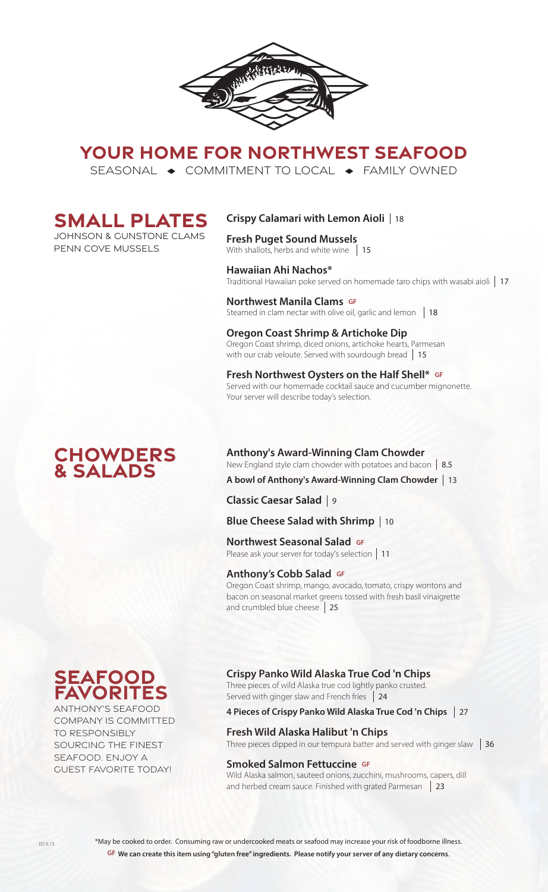# YOUR HOME FOR NORTHWEST SEAFOOD

SEASONAL ◆ COMMITMENT TO LOCAL ◆ FAMILY OWNED

## SMALL PLATES

JOHNSON & GUNSTONE CLAMS
PENN COVE MUSSELS

**Crispy Calamari with Lemon Aioli** | 18

**Fresh Puget Sound Mussels**
With shallots, herbs and white wine | 15

**Hawaiian Ahi Nachos***
Traditional Hawaiian poke served on homemade taro chips with wasabi aioli | 17

**Northwest Manila Clams** GF
Steamed in clam nectar with olive oil, garlic and lemon | 18

**Oregon Coast Shrimp & Artichoke Dip**
Oregon Coast shrimp, diced onions, artichoke hearts, Parmesan with our crab veloute. Served with sourdough bread | 15

**Fresh Northwest Oysters on the Half Shell*** GF
Served with our homemade cocktail sauce and cucumber mignonette. Your server will describe today's selection.

## CHOWDERS & SALADS

**Anthony's Award-Winning Clam Chowder**
New England style clam chowder with potatoes and bacon | 8.5

**A bowl of Anthony's Award-Winning Clam Chowder** | 13

**Classic Caesar Salad** | 9

**Blue Cheese Salad with Shrimp** | 10

**Northwest Seasonal Salad** GF
Please ask your server for today's selection | 11

**Anthony's Cobb Salad** GF
Oregon Coast shrimp, mango, avocado, tomato, crispy wontons and bacon on seasonal market greens tossed with fresh basil vinaigrette and crumbled blue cheese | 25

## SEAFOOD FAVORITES

ANTHONY'S SEAFOOD COMPANY IS COMMITTED TO RESPONSIBLY SOURCING THE FINEST SEAFOOD. ENJOY A GUEST FAVORITE TODAY!

**Crispy Panko Wild Alaska True Cod 'n Chips**
Three pieces of wild Alaska true cod lightly panko crusted. Served with ginger slaw and French fries | 24

**4 Pieces of Crispy Panko Wild Alaska True Cod 'n Chips** | 27

**Fresh Wild Alaska Halibut 'n Chips**
Three pieces dipped in our tempura batter and served with ginger slaw | 36

**Smoked Salmon Fettuccine** GF
Wild Alaska salmon, sauteed onions, zucchini, mushrooms, capers, dill and herbed cream sauce. Finished with grated Parmesan | 23

ED 6.15

*May be cooked to order. Consuming raw or undercooked meats or seafood may increase your risk of foodborne illness.

**GF We can create this item using "gluten free" ingredients. Please notify your server of any dietary concerns.**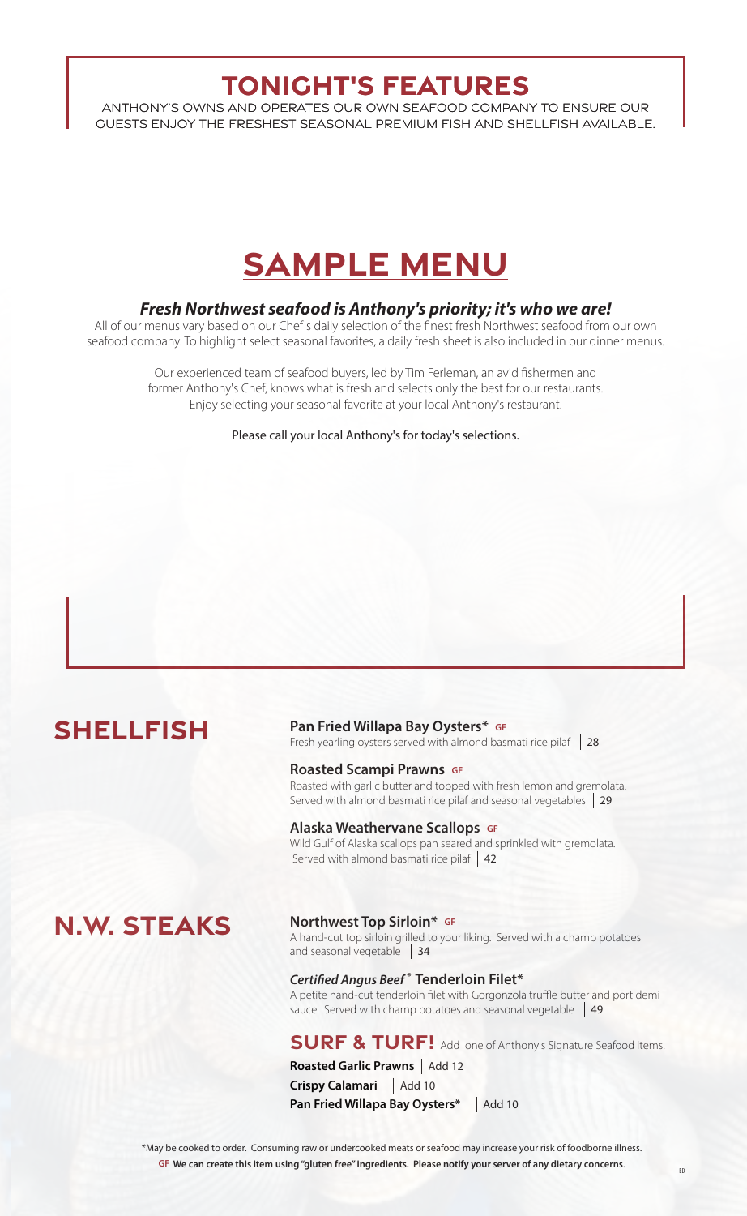# TONIGHT'S FEATURES

ANTHONY'S OWNS AND OPERATES OUR OWN SEAFOOD COMPANY TO ENSURE OUR GUESTS ENJOY THE FRESHEST SEASONAL PREMIUM FISH AND SHELLFISH AVAILABLE.

# SAMPLE MENU

***Fresh Northwest seafood is Anthony's priority; it's who we are!***

All of our menus vary based on our Chef's daily selection of the finest fresh Northwest seafood from our own seafood company. To highlight select seasonal favorites, a daily fresh sheet is also included in our dinner menus.

Our experienced team of seafood buyers, led by Tim Ferleman, an avid fishermen and former Anthony's Chef, knows what is fresh and selects only the best for our restaurants. Enjoy selecting your seasonal favorite at your local Anthony's restaurant.

Please call your local Anthony's for today's selections.

## SHELLFISH

**Pan Fried Willapa Bay Oysters*** **GF**
Fresh yearling oysters served with almond basmati rice pilaf | 28

**Roasted Scampi Prawns** **GF**
Roasted with garlic butter and topped with fresh lemon and gremolata. Served with almond basmati rice pilaf and seasonal vegetables | 29

**Alaska Weathervane Scallops** **GF**
Wild Gulf of Alaska scallops pan seared and sprinkled with gremolata. Served with almond basmati rice pilaf | 42

## N.W. STEAKS

**Northwest Top Sirloin*** **GF**
A hand-cut top sirloin grilled to your liking. Served with a champ potatoes and seasonal vegetable | 34

***Certified Angus Beef*® Tenderloin Filet***
A petite hand-cut tenderloin filet with Gorgonzola truffle butter and port demi sauce. Served with champ potatoes and seasonal vegetable | 49

### SURF & TURF! Add one of Anthony's Signature Seafood items.

**Roasted Garlic Prawns** | Add 12
**Crispy Calamari** | Add 10
**Pan Fried Willapa Bay Oysters*** | Add 10

*May be cooked to order. Consuming raw or undercooked meats or seafood may increase your risk of foodborne illness.
**GF We can create this item using "gluten free" ingredients. Please notify your server of any dietary concerns.**